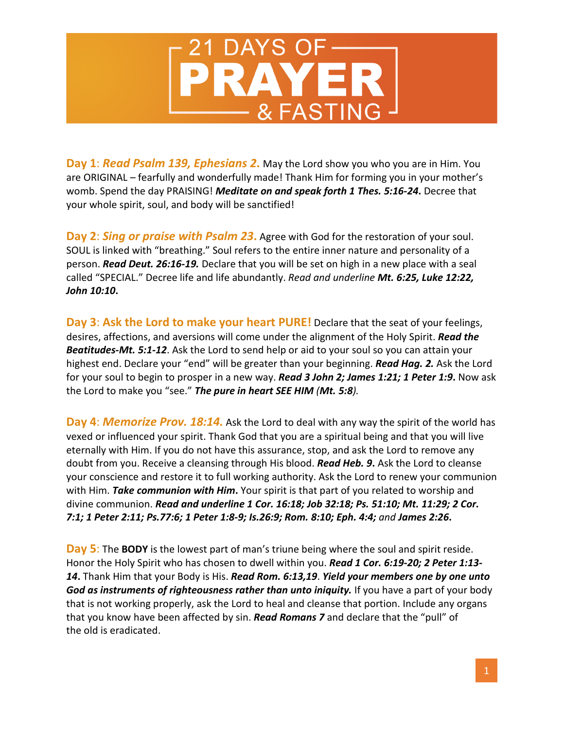# 21 DAYS OF PRAYER & FASTING

**Day 1**: ***Read Psalm 139, Ephesians 2.*** May the Lord show you who you are in Him. You are ORIGINAL – fearfully and wonderfully made! Thank Him for forming you in your mother's womb. Spend the day PRAISING! ***Meditate on and speak forth 1 Thes. 5:16-24.*** Decree that your whole spirit, soul, and body will be sanctified!

**Day 2**: ***Sing or praise with Psalm 23.*** Agree with God for the restoration of your soul. SOUL is linked with "breathing." Soul refers to the entire inner nature and personality of a person. ***Read Deut. 26:16-19.*** Declare that you will be set on high in a new place with a seal called "SPECIAL." Decree life and life abundantly. *Read and underline* ***Mt. 6:25, Luke 12:22, John 10:10.***

**Day 3**: **Ask the Lord to make your heart PURE!** Declare that the seat of your feelings, desires, affections, and aversions will come under the alignment of the Holy Spirit. ***Read the Beatitudes-Mt. 5:1-12***. Ask the Lord to send help or aid to your soul so you can attain your highest end. Declare your "end" will be greater than your beginning. ***Read Hag. 2.*** Ask the Lord for your soul to begin to prosper in a new way. ***Read 3 John 2; James 1:21; 1 Peter 1:9.*** Now ask the Lord to make you "see." ***The pure in heart SEE HIM (Mt. 5:8).***

**Day 4**: ***Memorize Prov. 18:14.*** Ask the Lord to deal with any way the spirit of the world has vexed or influenced your spirit. Thank God that you are a spiritual being and that you will live eternally with Him. If you do not have this assurance, stop, and ask the Lord to remove any doubt from you. Receive a cleansing through His blood. ***Read Heb. 9.*** Ask the Lord to cleanse your conscience and restore it to full working authority. Ask the Lord to renew your communion with Him. ***Take communion with Him.*** Your spirit is that part of you related to worship and divine communion. ***Read and underline 1 Cor. 16:18; Job 32:18; Ps. 51:10; Mt. 11:29; 2 Cor. 7:1; 1 Peter 2:11; Ps.77:6; 1 Peter 1:8-9; Is.26:9; Rom. 8:10; Eph. 4:4;*** *and* ***James 2:26.***

**Day 5**: The **BODY** is the lowest part of man's triune being where the soul and spirit reside. Honor the Holy Spirit who has chosen to dwell within you. ***Read 1 Cor. 6:19-20; 2 Peter 1:13-14.*** Thank Him that your Body is His. ***Read Rom. 6:13,19***. ***Yield your members one by one unto God as instruments of righteousness rather than unto iniquity.*** If you have a part of your body that is not working properly, ask the Lord to heal and cleanse that portion. Include any organs that you know have been affected by sin. ***Read Romans 7*** and declare that the "pull" of the old is eradicated.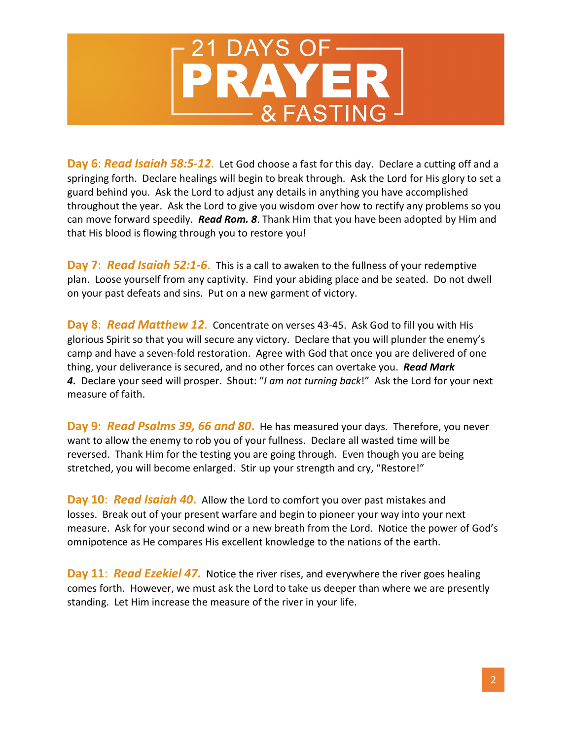# 21 DAYS OF PRAYER & FASTING

**Day 6**: ***Read Isaiah 58:5-12***. Let God choose a fast for this day. Declare a cutting off and a springing forth. Declare healings will begin to break through. Ask the Lord for His glory to set a guard behind you. Ask the Lord to adjust any details in anything you have accomplished throughout the year. Ask the Lord to give you wisdom over how to rectify any problems so you can move forward speedily. ***Read Rom. 8***. Thank Him that you have been adopted by Him and that His blood is flowing through you to restore you!

**Day 7**: ***Read Isaiah 52:1-6***. This is a call to awaken to the fullness of your redemptive plan. Loose yourself from any captivity. Find your abiding place and be seated. Do not dwell on your past defeats and sins. Put on a new garment of victory.

**Day 8**: ***Read Matthew 12***. Concentrate on verses 43-45. Ask God to fill you with His glorious Spirit so that you will secure any victory. Declare that you will plunder the enemy's camp and have a seven-fold restoration. Agree with God that once you are delivered of one thing, your deliverance is secured, and no other forces can overtake you. ***Read Mark 4***. Declare your seed will prosper. Shout: "*I am not turning back*!" Ask the Lord for your next measure of faith.

**Day 9**: ***Read Psalms 39, 66 and 80***. He has measured your days. Therefore, you never want to allow the enemy to rob you of your fullness. Declare all wasted time will be reversed. Thank Him for the testing you are going through. Even though you are being stretched, you will become enlarged. Stir up your strength and cry, "Restore!"

**Day 10**: ***Read Isaiah 40***. Allow the Lord to comfort you over past mistakes and losses. Break out of your present warfare and begin to pioneer your way into your next measure. Ask for your second wind or a new breath from the Lord. Notice the power of God's omnipotence as He compares His excellent knowledge to the nations of the earth.

**Day 11**: ***Read Ezekiel 47***. Notice the river rises, and everywhere the river goes healing comes forth. However, we must ask the Lord to take us deeper than where we are presently standing. Let Him increase the measure of the river in your life.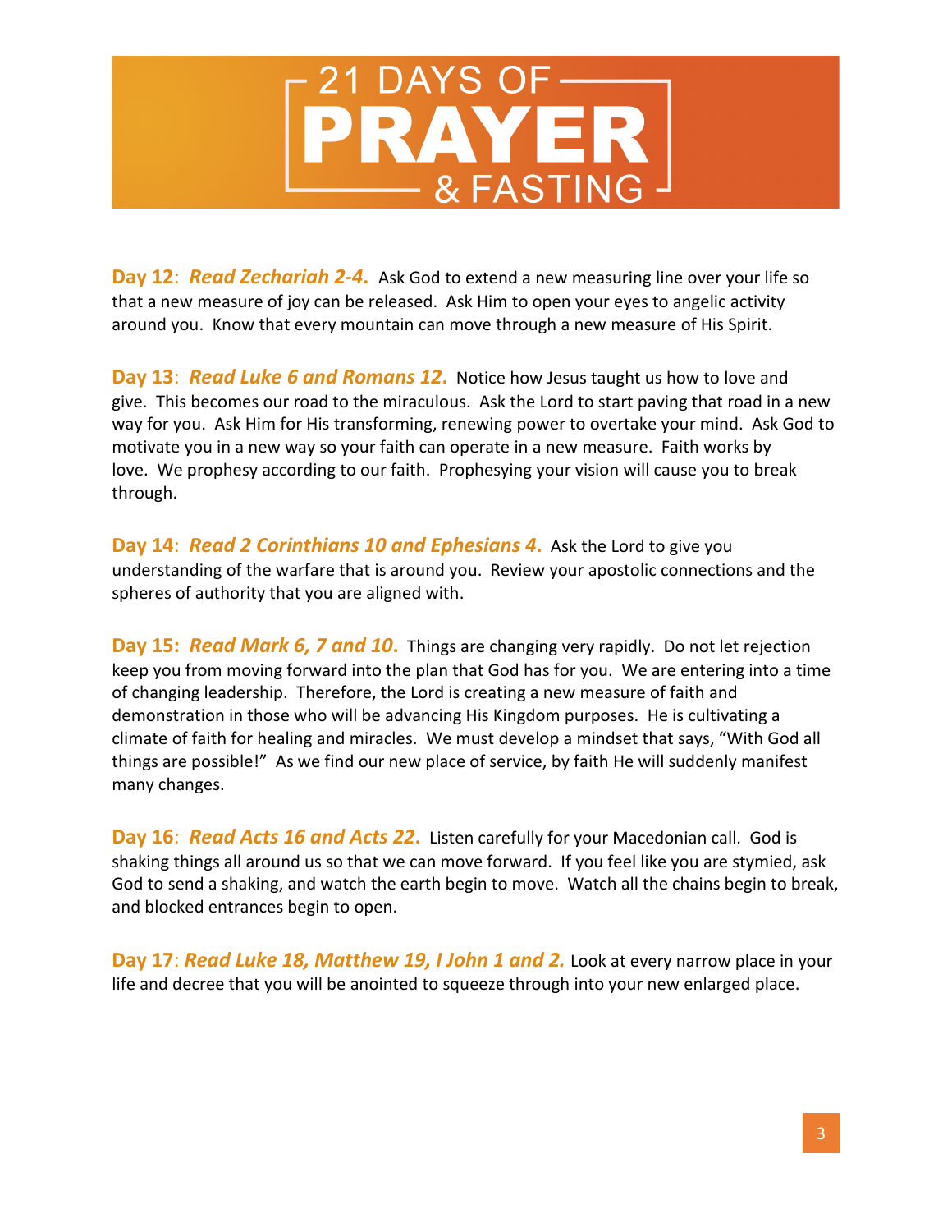# 21 DAYS OF PRAYER & FASTING

**Day 12**: ***Read Zechariah 2-4.*** Ask God to extend a new measuring line over your life so that a new measure of joy can be released. Ask Him to open your eyes to angelic activity around you. Know that every mountain can move through a new measure of His Spirit.

**Day 13**: ***Read Luke 6 and Romans 12.*** Notice how Jesus taught us how to love and give. This becomes our road to the miraculous. Ask the Lord to start paving that road in a new way for you. Ask Him for His transforming, renewing power to overtake your mind. Ask God to motivate you in a new way so your faith can operate in a new measure. Faith works by love. We prophesy according to our faith. Prophesying your vision will cause you to break through.

**Day 14**: ***Read 2 Corinthians 10 and Ephesians 4.*** Ask the Lord to give you understanding of the warfare that is around you. Review your apostolic connections and the spheres of authority that you are aligned with.

**Day 15:** ***Read Mark 6, 7 and 10.*** Things are changing very rapidly. Do not let rejection keep you from moving forward into the plan that God has for you. We are entering into a time of changing leadership. Therefore, the Lord is creating a new measure of faith and demonstration in those who will be advancing His Kingdom purposes. He is cultivating a climate of faith for healing and miracles. We must develop a mindset that says, "With God all things are possible!" As we find our new place of service, by faith He will suddenly manifest many changes.

**Day 16**: ***Read Acts 16 and Acts 22.*** Listen carefully for your Macedonian call. God is shaking things all around us so that we can move forward. If you feel like you are stymied, ask God to send a shaking, and watch the earth begin to move. Watch all the chains begin to break, and blocked entrances begin to open.

**Day 17**: ***Read Luke 18, Matthew 19, I John 1 and 2.*** Look at every narrow place in your life and decree that you will be anointed to squeeze through into your new enlarged place.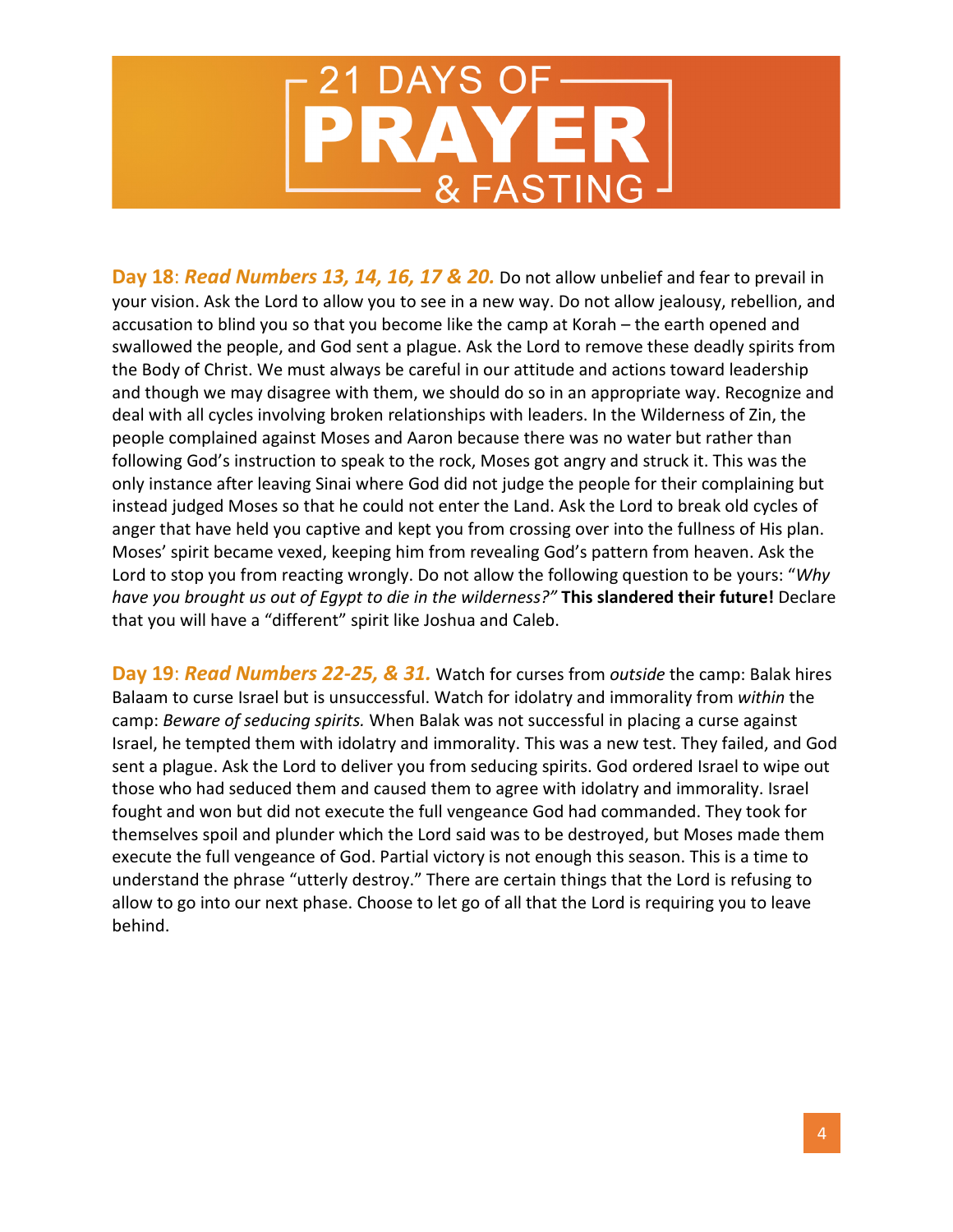# 21 DAYS OF PRAYER & FASTING

**Day 18**: ***Read Numbers 13, 14, 16, 17 & 20.*** Do not allow unbelief and fear to prevail in your vision. Ask the Lord to allow you to see in a new way. Do not allow jealousy, rebellion, and accusation to blind you so that you become like the camp at Korah – the earth opened and swallowed the people, and God sent a plague. Ask the Lord to remove these deadly spirits from the Body of Christ. We must always be careful in our attitude and actions toward leadership and though we may disagree with them, we should do so in an appropriate way. Recognize and deal with all cycles involving broken relationships with leaders. In the Wilderness of Zin, the people complained against Moses and Aaron because there was no water but rather than following God's instruction to speak to the rock, Moses got angry and struck it. This was the only instance after leaving Sinai where God did not judge the people for their complaining but instead judged Moses so that he could not enter the Land. Ask the Lord to break old cycles of anger that have held you captive and kept you from crossing over into the fullness of His plan. Moses' spirit became vexed, keeping him from revealing God's pattern from heaven. Ask the Lord to stop you from reacting wrongly. Do not allow the following question to be yours: "*Why have you brought us out of Egypt to die in the wilderness?"* **This slandered their future!** Declare that you will have a "different" spirit like Joshua and Caleb.

**Day 19**: ***Read Numbers 22-25, & 31.*** Watch for curses from *outside* the camp: Balak hires Balaam to curse Israel but is unsuccessful. Watch for idolatry and immorality from *within* the camp: *Beware of seducing spirits.* When Balak was not successful in placing a curse against Israel, he tempted them with idolatry and immorality. This was a new test. They failed, and God sent a plague. Ask the Lord to deliver you from seducing spirits. God ordered Israel to wipe out those who had seduced them and caused them to agree with idolatry and immorality. Israel fought and won but did not execute the full vengeance God had commanded. They took for themselves spoil and plunder which the Lord said was to be destroyed, but Moses made them execute the full vengeance of God. Partial victory is not enough this season. This is a time to understand the phrase "utterly destroy." There are certain things that the Lord is refusing to allow to go into our next phase. Choose to let go of all that the Lord is requiring you to leave behind.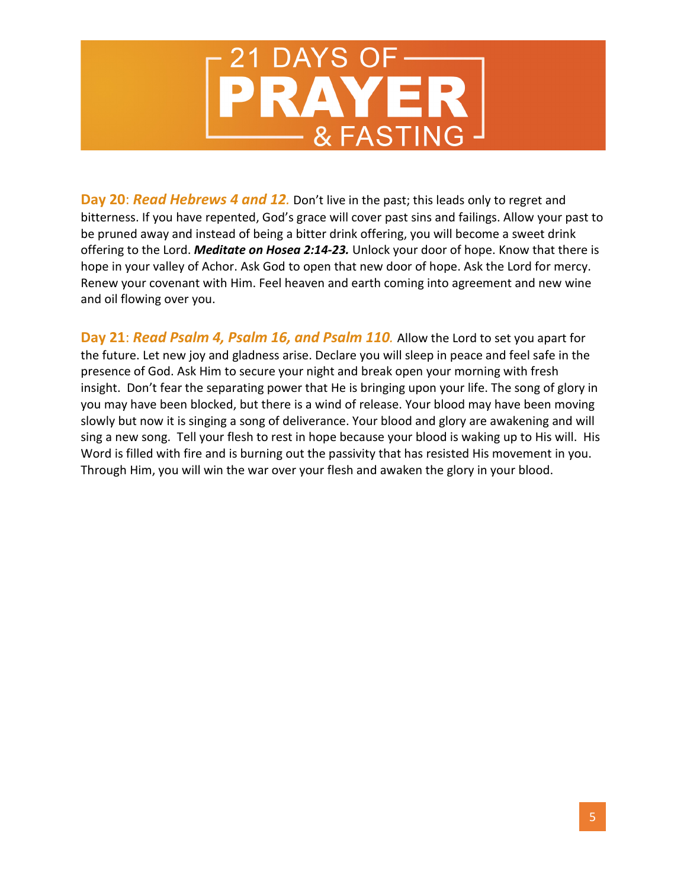# 21 DAYS OF PRAYER & FASTING

**Day 20**: ***Read Hebrews 4 and 12.*** Don't live in the past; this leads only to regret and bitterness. If you have repented, God's grace will cover past sins and failings. Allow your past to be pruned away and instead of being a bitter drink offering, you will become a sweet drink offering to the Lord. ***Meditate on Hosea 2:14-23.*** Unlock your door of hope. Know that there is hope in your valley of Achor. Ask God to open that new door of hope. Ask the Lord for mercy. Renew your covenant with Him. Feel heaven and earth coming into agreement and new wine and oil flowing over you.

**Day 21**: ***Read Psalm 4, Psalm 16, and Psalm 110.*** Allow the Lord to set you apart for the future. Let new joy and gladness arise. Declare you will sleep in peace and feel safe in the presence of God. Ask Him to secure your night and break open your morning with fresh insight. Don't fear the separating power that He is bringing upon your life. The song of glory in you may have been blocked, but there is a wind of release. Your blood may have been moving slowly but now it is singing a song of deliverance. Your blood and glory are awakening and will sing a new song. Tell your flesh to rest in hope because your blood is waking up to His will. His Word is filled with fire and is burning out the passivity that has resisted His movement in you. Through Him, you will win the war over your flesh and awaken the glory in your blood.